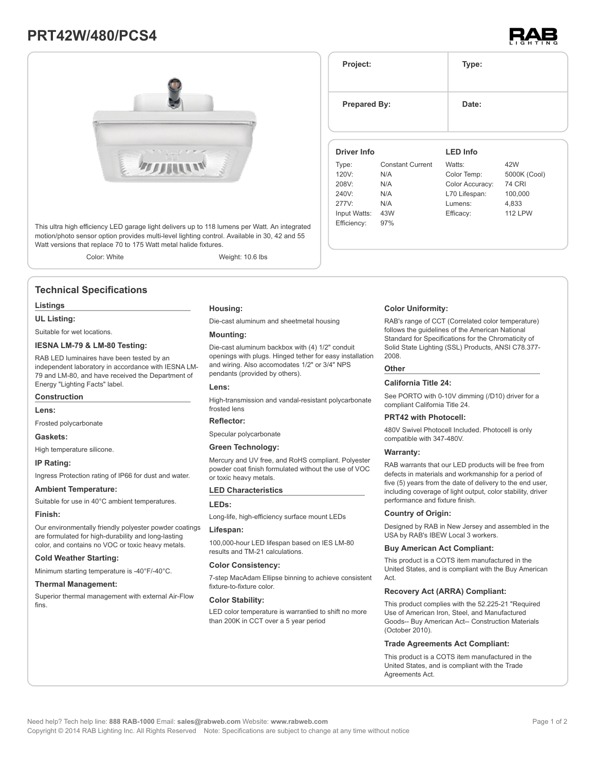# PRT42W/480/PCS4

This ultra high efficiency LED garage light delivers up to 118 lumens per Watt. An integrated motion/photo sensor option provides multi-level lighting control. Available in 30, 42 and 55 Watt versions that replace 70 to 175 Watt metal halide fixtures.

Color: White

Weight: 10.6 lbs

| Project: | Type: |
|---|---|
| Prepared By: | Date: |

| Driver Info | | LED Info | |
|---|---|---|---|
| Type: | Constant Current | Watts: | 42W |
| 120V: | N/A | Color Temp: | 5000K (Cool) |
| 208V: | N/A | Color Accuracy: | 74 CRI |
| 240V: | N/A | L70 Lifespan: | 100,000 |
| 277V: | N/A | Lumens: | 4,833 |
| Input Watts: | 43W | Efficacy: | 112 LPW |
| Efficiency: | 97% | | |

## Technical Specifications

### Listings

**UL Listing:**

Suitable for wet locations.

**IESNA LM-79 & LM-80 Testing:**

RAB LED luminaires have been tested by an independent laboratory in accordance with IESNA LM-79 and LM-80, and have received the Department of Energy "Lighting Facts" label.

### Construction

**Lens:**

Frosted polycarbonate

**Gaskets:**

High temperature silicone.

**IP Rating:**

Ingress Protection rating of IP66 for dust and water.

**Ambient Temperature:**

Suitable for use in 40°C ambient temperatures.

**Finish:**

Our environmentally friendly polyester powder coatings are formulated for high-durability and long-lasting color, and contains no VOC or toxic heavy metals.

**Cold Weather Starting:**

Minimum starting temperature is -40°F/-40°C.

**Thermal Management:**

Superior thermal management with external Air-Flow fins.

**Housing:**

Die-cast aluminum and sheetmetal housing

**Mounting:**

Die-cast aluminum backbox with (4) 1/2" conduit openings with plugs. Hinged tether for easy installation and wiring. Also accomodates 1/2" or 3/4" NPS pendants (provided by others).

**Lens:**

High-transmission and vandal-resistant polycarbonate frosted lens

**Reflector:**

Specular polycarbonate

**Green Technology:**

Mercury and UV free, and RoHS compliant. Polyester powder coat finish formulated without the use of VOC or toxic heavy metals.

### LED Characteristics

**LEDs:**

Long-life, high-efficiency surface mount LEDs

**Lifespan:**

100,000-hour LED lifespan based on IES LM-80 results and TM-21 calculations.

**Color Consistency:**

7-step MacAdam Ellipse binning to achieve consistent fixture-to-fixture color.

**Color Stability:**

LED color temperature is warrantied to shift no more than 200K in CCT over a 5 year period

**Color Uniformity:**

RAB's range of CCT (Correlated color temperature) follows the guidelines of the American National Standard for Specifications for the Chromaticity of Solid State Lighting (SSL) Products, ANSI C78.377-2008.

### Other

**California Title 24:**

See PORTO with 0-10V dimming (/D10) driver for a compliant California Title 24.

**PRT42 with Photocell:**

480V Swivel Photocell Included. Photocell is only compatible with 347-480V.

**Warranty:**

RAB warrants that our LED products will be free from defects in materials and workmanship for a period of five (5) years from the date of delivery to the end user, including coverage of light output, color stability, driver performance and fixture finish.

**Country of Origin:**

Designed by RAB in New Jersey and assembled in the USA by RAB's IBEW Local 3 workers.

**Buy American Act Compliant:**

This product is a COTS item manufactured in the United States, and is compliant with the Buy American Act.

**Recovery Act (ARRA) Compliant:**

This product complies with the 52.225-21 "Required Use of American Iron, Steel, and Manufactured Goods-- Buy American Act-- Construction Materials (October 2010).

**Trade Agreements Act Compliant:**

This product is a COTS item manufactured in the United States, and is compliant with the Trade Agreements Act.

Need help? Tech help line: **888 RAB-1000** Email: **sales@rabweb.com** Website: **www.rabweb.com**
Copyright © 2014 RAB Lighting Inc. All Rights Reserved Note: Specifications are subject to change at any time without notice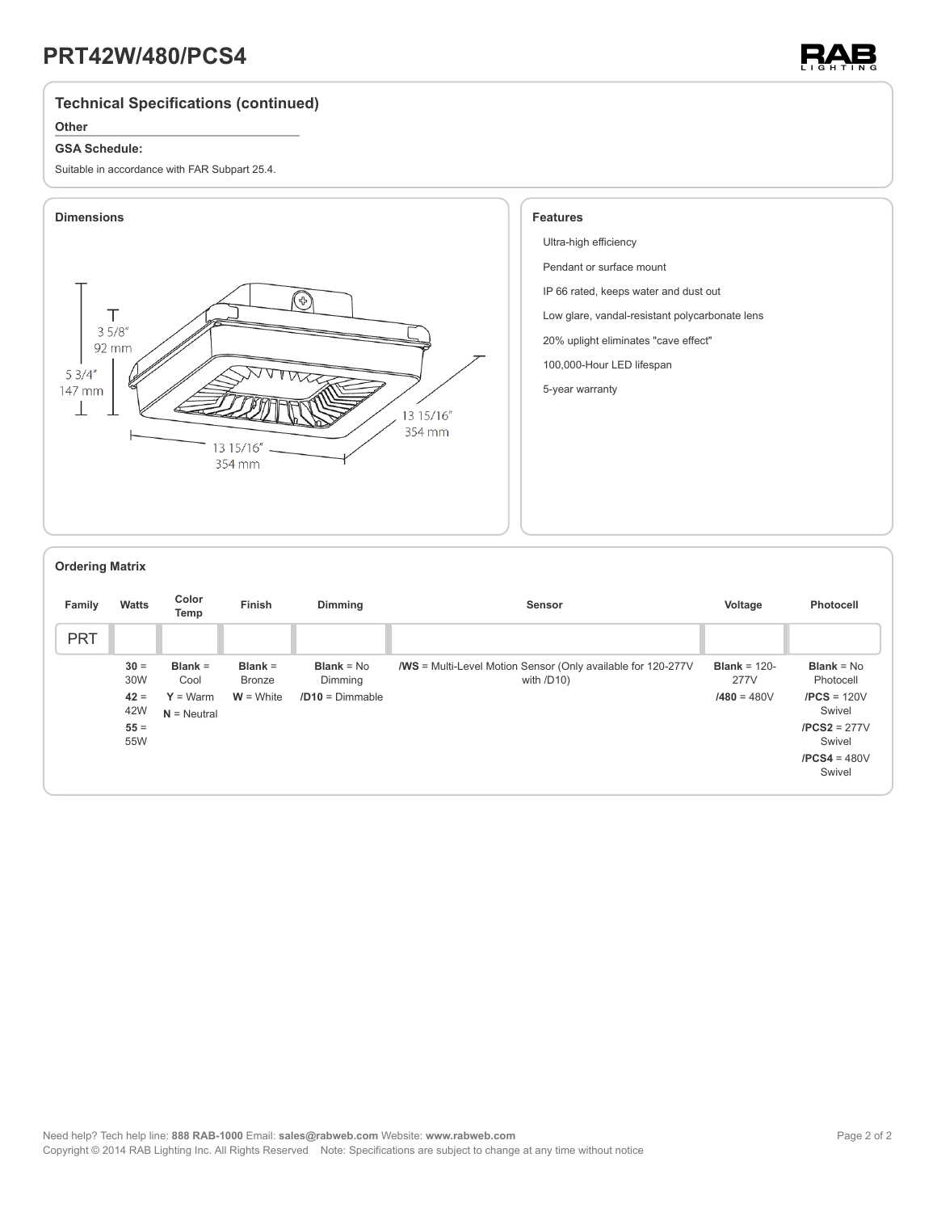# PRT42W/480/PCS4

## Technical Specifications (continued)

### Other

**GSA Schedule:**

Suitable in accordance with FAR Subpart 25.4.

## Dimensions

3 5/8"
92 mm

5 3/4"
147 mm

13 15/16"
354 mm

13 15/16"
354 mm

## Features

- Ultra-high efficiency
- Pendant or surface mount
- IP 66 rated, keeps water and dust out
- Low glare, vandal-resistant polycarbonate lens
- 20% uplight eliminates "cave effect"
- 100,000-Hour LED lifespan
- 5-year warranty

## Ordering Matrix

| Family | Watts | Color Temp | Finish | Dimming | Sensor | Voltage | Photocell |
|---|---|---|---|---|---|---|---|
| PRT | | | | | | | |
| | **30** = 30W<br>**42** = 42W<br>**55** = 55W | **Blank** = Cool<br>**Y** = Warm<br>**N** = Neutral | **Blank** = Bronze<br>**W** = White | **Blank** = No Dimming<br>**/D10** = Dimmable | **/WS** = Multi-Level Motion Sensor (Only available for 120-277V with /D10) | **Blank** = 120-277V<br>**/480** = 480V | **Blank** = No Photocell<br>**/PCS** = 120V Swivel<br>**/PCS2** = 277V Swivel<br>**/PCS4** = 480V Swivel |

Need help? Tech help line: **888 RAB-1000** Email: **sales@rabweb.com** Website: **www.rabweb.com**

Copyright © 2014 RAB Lighting Inc. All Rights Reserved Note: Specifications are subject to change at any time without notice